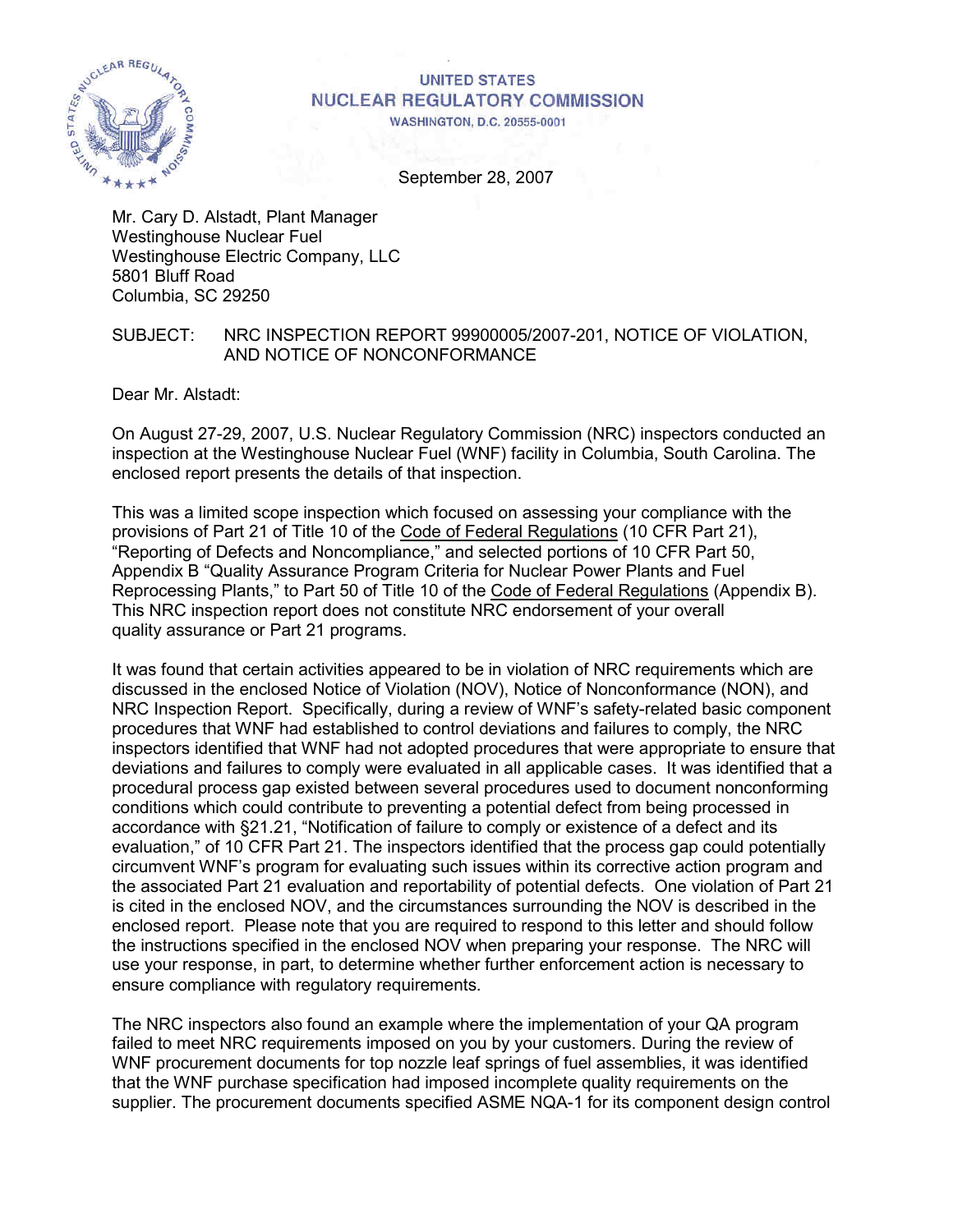UNITED STATES
NUCLEAR REGULATORY COMMISSION
WASHINGTON, D.C. 20555-0001

September 28, 2007

Mr. Cary D. Alstadt, Plant Manager
Westinghouse Nuclear Fuel
Westinghouse Electric Company, LLC
5801 Bluff Road
Columbia, SC 29250

SUBJECT: NRC INSPECTION REPORT 99900005/2007-201, NOTICE OF VIOLATION, AND NOTICE OF NONCONFORMANCE

Dear Mr. Alstadt:

On August 27-29, 2007, U.S. Nuclear Regulatory Commission (NRC) inspectors conducted an inspection at the Westinghouse Nuclear Fuel (WNF) facility in Columbia, South Carolina. The enclosed report presents the details of that inspection.

This was a limited scope inspection which focused on assessing your compliance with the provisions of Part 21 of Title 10 of the Code of Federal Regulations (10 CFR Part 21), "Reporting of Defects and Noncompliance," and selected portions of 10 CFR Part 50, Appendix B "Quality Assurance Program Criteria for Nuclear Power Plants and Fuel Reprocessing Plants," to Part 50 of Title 10 of the Code of Federal Regulations (Appendix B). This NRC inspection report does not constitute NRC endorsement of your overall quality assurance or Part 21 programs.

It was found that certain activities appeared to be in violation of NRC requirements which are discussed in the enclosed Notice of Violation (NOV), Notice of Nonconformance (NON), and NRC Inspection Report. Specifically, during a review of WNF's safety-related basic component procedures that WNF had established to control deviations and failures to comply, the NRC inspectors identified that WNF had not adopted procedures that were appropriate to ensure that deviations and failures to comply were evaluated in all applicable cases. It was identified that a procedural process gap existed between several procedures used to document nonconforming conditions which could contribute to preventing a potential defect from being processed in accordance with §21.21, "Notification of failure to comply or existence of a defect and its evaluation," of 10 CFR Part 21. The inspectors identified that the process gap could potentially circumvent WNF's program for evaluating such issues within its corrective action program and the associated Part 21 evaluation and reportability of potential defects. One violation of Part 21 is cited in the enclosed NOV, and the circumstances surrounding the NOV is described in the enclosed report. Please note that you are required to respond to this letter and should follow the instructions specified in the enclosed NOV when preparing your response. The NRC will use your response, in part, to determine whether further enforcement action is necessary to ensure compliance with regulatory requirements.

The NRC inspectors also found an example where the implementation of your QA program failed to meet NRC requirements imposed on you by your customers. During the review of WNF procurement documents for top nozzle leaf springs of fuel assemblies, it was identified that the WNF purchase specification had imposed incomplete quality requirements on the supplier. The procurement documents specified ASME NQA-1 for its component design control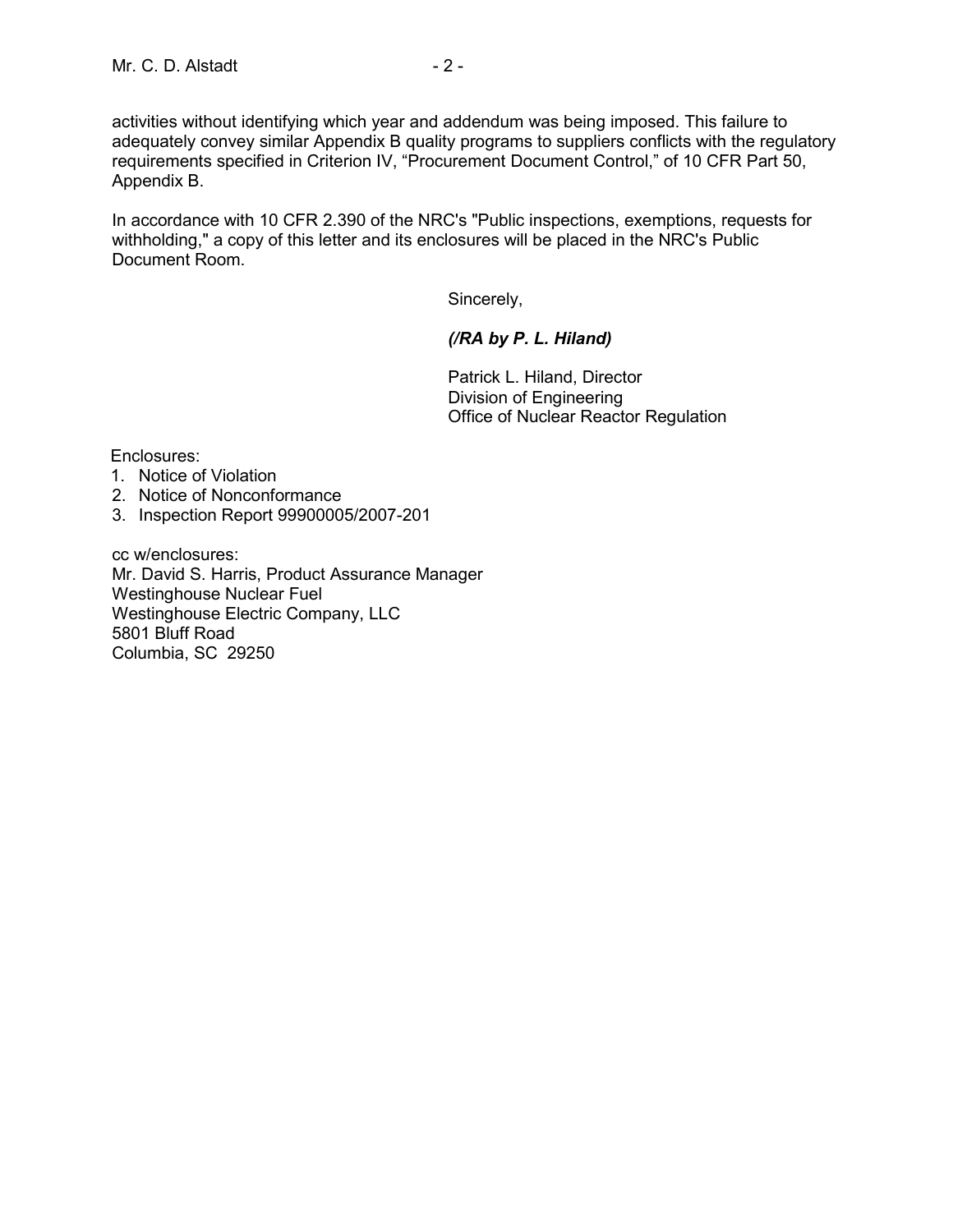activities without identifying which year and addendum was being imposed. This failure to adequately convey similar Appendix B quality programs to suppliers conflicts with the regulatory requirements specified in Criterion IV, “Procurement Document Control,” of 10 CFR Part 50, Appendix B.

In accordance with 10 CFR 2.390 of the NRC's "Public inspections, exemptions, requests for withholding," a copy of this letter and its enclosures will be placed in the NRC's Public Document Room.

Sincerely,

***(/RA by P. L. Hiland)***

Patrick L. Hiland, Director
Division of Engineering
Office of Nuclear Reactor Regulation

Enclosures:
1. Notice of Violation
2. Notice of Nonconformance
3. Inspection Report 99900005/2007-201

cc w/enclosures:
Mr. David S. Harris, Product Assurance Manager
Westinghouse Nuclear Fuel
Westinghouse Electric Company, LLC
5801 Bluff Road
Columbia, SC 29250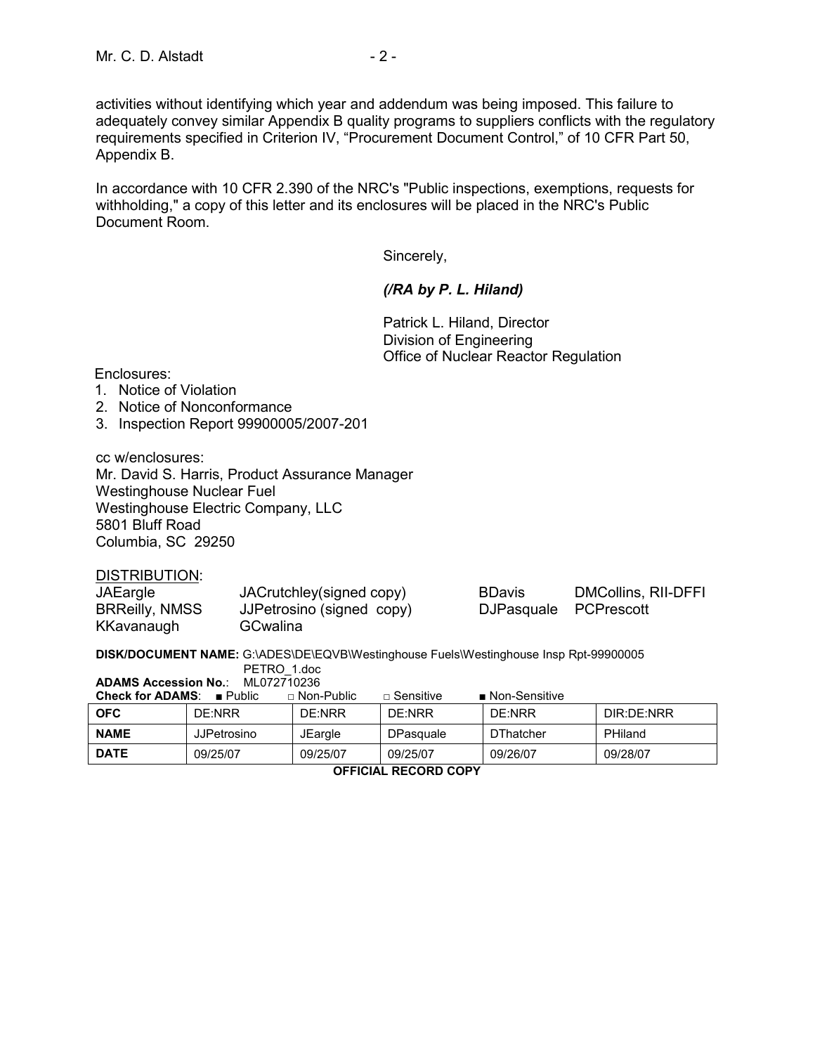activities without identifying which year and addendum was being imposed. This failure to adequately convey similar Appendix B quality programs to suppliers conflicts with the regulatory requirements specified in Criterion IV, “Procurement Document Control,” of 10 CFR Part 50, Appendix B.

In accordance with 10 CFR 2.390 of the NRC's "Public inspections, exemptions, requests for withholding," a copy of this letter and its enclosures will be placed in the NRC's Public Document Room.

Sincerely,

*(/RA by P. L. Hiland)*

Patrick L. Hiland, Director
Division of Engineering
Office of Nuclear Reactor Regulation

Enclosures:
1. Notice of Violation
2. Notice of Nonconformance
3. Inspection Report 99900005/2007-201

cc w/enclosures:
Mr. David S. Harris, Product Assurance Manager
Westinghouse Nuclear Fuel
Westinghouse Electric Company, LLC
5801 Bluff Road
Columbia, SC 29250

DISTRIBUTION:

| | | | |
|---|---|---|---|
| JAEargle | JACrutchley(signed copy) | BDavis | DMCollins, RII-DFFI |
| BRReilly, NMSS | JJPetrosino (signed copy) | DJPasquale | PCPrescott |
| KKavanaugh | GCwalina | | |

**DISK/DOCUMENT NAME:** G:\ADES\DE\EQVB\Westinghouse Fuels\Westinghouse Insp Rpt-99900005 PETRO_1.doc

**ADAMS Accession No.**: ML072710236

**Check for ADAMS**: ■ Public □ Non-Public □ Sensitive ■ Non-Sensitive

| **OFC** | DE:NRR | DE:NRR | DE:NRR | DE:NRR | DIR:DE:NRR |
|---|---|---|---|---|---|
| **NAME** | JJPetrosino | JEargle | DPasquale | DThatcher | PHiland |
| **DATE** | 09/25/07 | 09/25/07 | 09/25/07 | 09/26/07 | 09/28/07 |

**OFFICIAL RECORD COPY**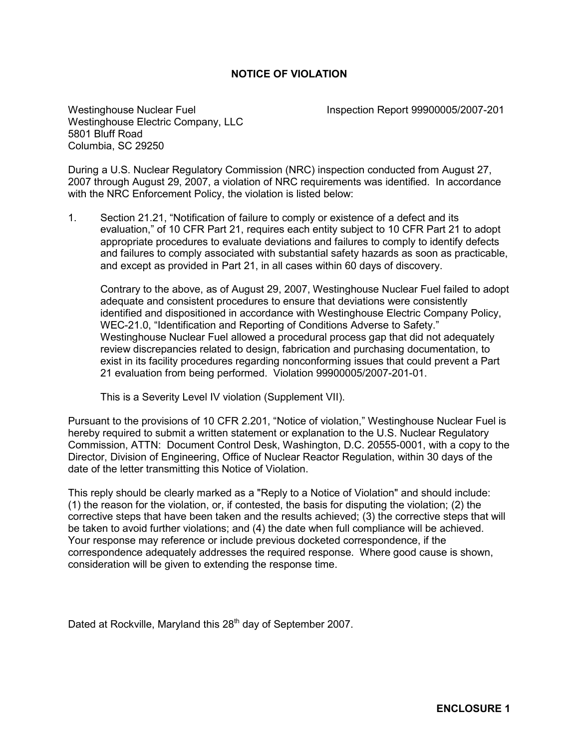# NOTICE OF VIOLATION

Westinghouse Nuclear Fuel
Westinghouse Electric Company, LLC
5801 Bluff Road
Columbia, SC 29250

Inspection Report 99900005/2007-201

During a U.S. Nuclear Regulatory Commission (NRC) inspection conducted from August 27, 2007 through August 29, 2007, a violation of NRC requirements was identified. In accordance with the NRC Enforcement Policy, the violation is listed below:

1. Section 21.21, "Notification of failure to comply or existence of a defect and its evaluation," of 10 CFR Part 21, requires each entity subject to 10 CFR Part 21 to adopt appropriate procedures to evaluate deviations and failures to comply to identify defects and failures to comply associated with substantial safety hazards as soon as practicable, and except as provided in Part 21, in all cases within 60 days of discovery.

   Contrary to the above, as of August 29, 2007, Westinghouse Nuclear Fuel failed to adopt adequate and consistent procedures to ensure that deviations were consistently identified and dispositioned in accordance with Westinghouse Electric Company Policy, WEC-21.0, "Identification and Reporting of Conditions Adverse to Safety." Westinghouse Nuclear Fuel allowed a procedural process gap that did not adequately review discrepancies related to design, fabrication and purchasing documentation, to exist in its facility procedures regarding nonconforming issues that could prevent a Part 21 evaluation from being performed. Violation 99900005/2007-201-01.

   This is a Severity Level IV violation (Supplement VII).

Pursuant to the provisions of 10 CFR 2.201, "Notice of violation," Westinghouse Nuclear Fuel is hereby required to submit a written statement or explanation to the U.S. Nuclear Regulatory Commission, ATTN: Document Control Desk, Washington, D.C. 20555-0001, with a copy to the Director, Division of Engineering, Office of Nuclear Reactor Regulation, within 30 days of the date of the letter transmitting this Notice of Violation.

This reply should be clearly marked as a "Reply to a Notice of Violation" and should include: (1) the reason for the violation, or, if contested, the basis for disputing the violation; (2) the corrective steps that have been taken and the results achieved; (3) the corrective steps that will be taken to avoid further violations; and (4) the date when full compliance will be achieved. Your response may reference or include previous docketed correspondence, if the correspondence adequately addresses the required response. Where good cause is shown, consideration will be given to extending the response time.

Dated at Rockville, Maryland this 28th day of September 2007.

**ENCLOSURE 1**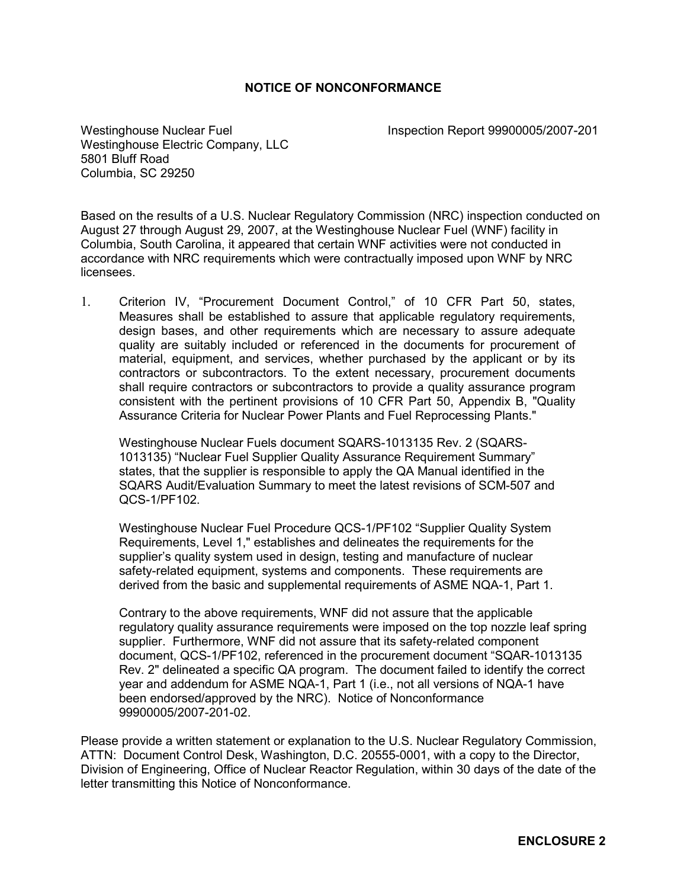## NOTICE OF NONCONFORMANCE

Westinghouse Nuclear Fuel
Westinghouse Electric Company, LLC
5801 Bluff Road
Columbia, SC 29250

Inspection Report 99900005/2007-201

Based on the results of a U.S. Nuclear Regulatory Commission (NRC) inspection conducted on August 27 through August 29, 2007, at the Westinghouse Nuclear Fuel (WNF) facility in Columbia, South Carolina, it appeared that certain WNF activities were not conducted in accordance with NRC requirements which were contractually imposed upon WNF by NRC licensees.

1. Criterion IV, "Procurement Document Control," of 10 CFR Part 50, states, Measures shall be established to assure that applicable regulatory requirements, design bases, and other requirements which are necessary to assure adequate quality are suitably included or referenced in the documents for procurement of material, equipment, and services, whether purchased by the applicant or by its contractors or subcontractors. To the extent necessary, procurement documents shall require contractors or subcontractors to provide a quality assurance program consistent with the pertinent provisions of 10 CFR Part 50, Appendix B, "Quality Assurance Criteria for Nuclear Power Plants and Fuel Reprocessing Plants."

   Westinghouse Nuclear Fuels document SQARS-1013135 Rev. 2 (SQARS-1013135) "Nuclear Fuel Supplier Quality Assurance Requirement Summary" states, that the supplier is responsible to apply the QA Manual identified in the SQARS Audit/Evaluation Summary to meet the latest revisions of SCM-507 and QCS-1/PF102.

   Westinghouse Nuclear Fuel Procedure QCS-1/PF102 "Supplier Quality System Requirements, Level 1," establishes and delineates the requirements for the supplier's quality system used in design, testing and manufacture of nuclear safety-related equipment, systems and components. These requirements are derived from the basic and supplemental requirements of ASME NQA-1, Part 1.

   Contrary to the above requirements, WNF did not assure that the applicable regulatory quality assurance requirements were imposed on the top nozzle leaf spring supplier. Furthermore, WNF did not assure that its safety-related component document, QCS-1/PF102, referenced in the procurement document "SQAR-1013135 Rev. 2" delineated a specific QA program. The document failed to identify the correct year and addendum for ASME NQA-1, Part 1 (i.e., not all versions of NQA-1 have been endorsed/approved by the NRC). Notice of Nonconformance 99900005/2007-201-02.

Please provide a written statement or explanation to the U.S. Nuclear Regulatory Commission, ATTN: Document Control Desk, Washington, D.C. 20555-0001, with a copy to the Director, Division of Engineering, Office of Nuclear Reactor Regulation, within 30 days of the date of the letter transmitting this Notice of Nonconformance.

**ENCLOSURE 2**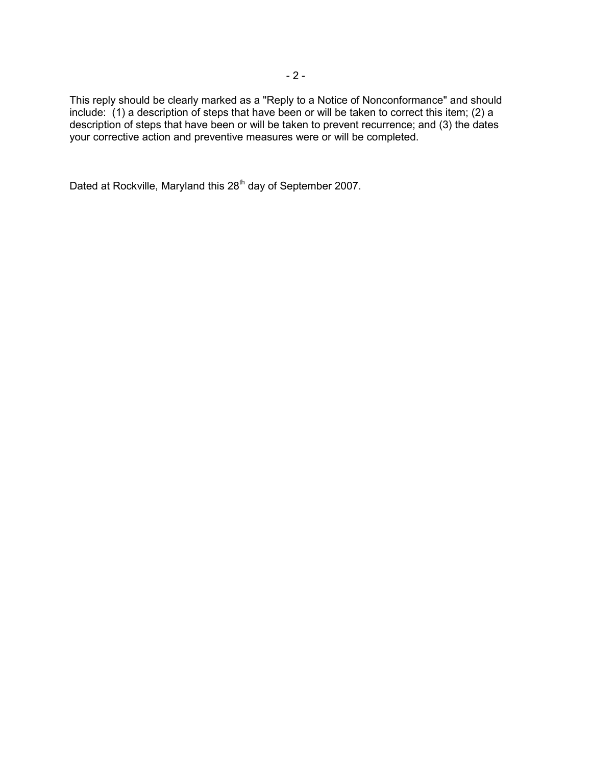This reply should be clearly marked as a "Reply to a Notice of Nonconformance" and should include: (1) a description of steps that have been or will be taken to correct this item; (2) a description of steps that have been or will be taken to prevent recurrence; and (3) the dates your corrective action and preventive measures were or will be completed.

Dated at Rockville, Maryland this 28th day of September 2007.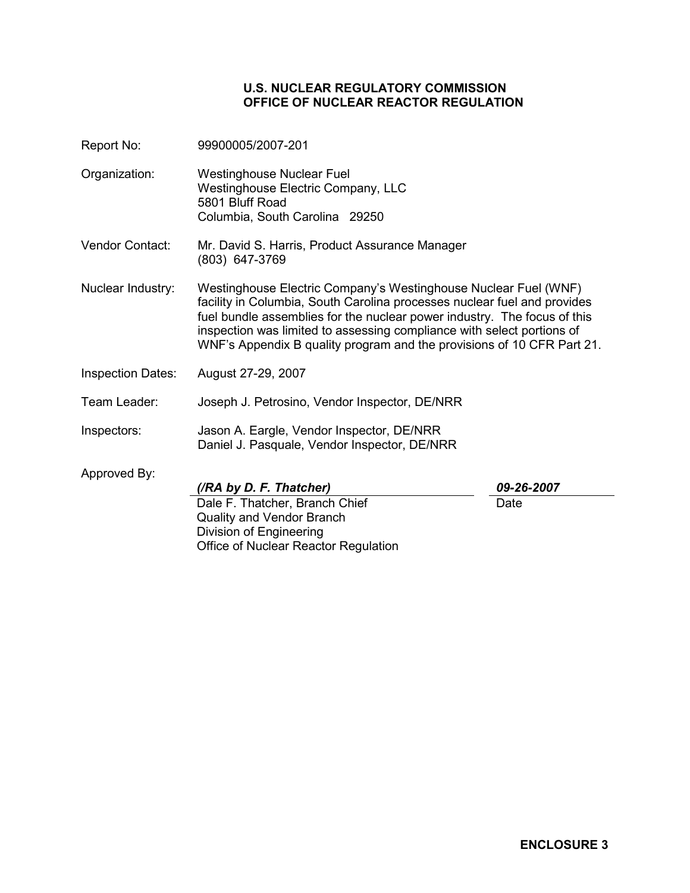**U.S. NUCLEAR REGULATORY COMMISSION**
**OFFICE OF NUCLEAR REACTOR REGULATION**

Report No: 99900005/2007-201

Organization: Westinghouse Nuclear Fuel
Westinghouse Electric Company, LLC
5801 Bluff Road
Columbia, South Carolina 29250

Vendor Contact: Mr. David S. Harris, Product Assurance Manager
(803) 647-3769

Nuclear Industry: Westinghouse Electric Company's Westinghouse Nuclear Fuel (WNF) facility in Columbia, South Carolina processes nuclear fuel and provides fuel bundle assemblies for the nuclear power industry. The focus of this inspection was limited to assessing compliance with select portions of WNF's Appendix B quality program and the provisions of 10 CFR Part 21.

Inspection Dates: August 27-29, 2007

Team Leader: Joseph J. Petrosino, Vendor Inspector, DE/NRR

Inspectors: Jason A. Eargle, Vendor Inspector, DE/NRR
Daniel J. Pasquale, Vendor Inspector, DE/NRR

Approved By:

***(/RA by D. F. Thatcher)*** ***09-26-2007***

Dale F. Thatcher, Branch Chief
Quality and Vendor Branch
Division of Engineering
Office of Nuclear Reactor Regulation

Date

**ENCLOSURE 3**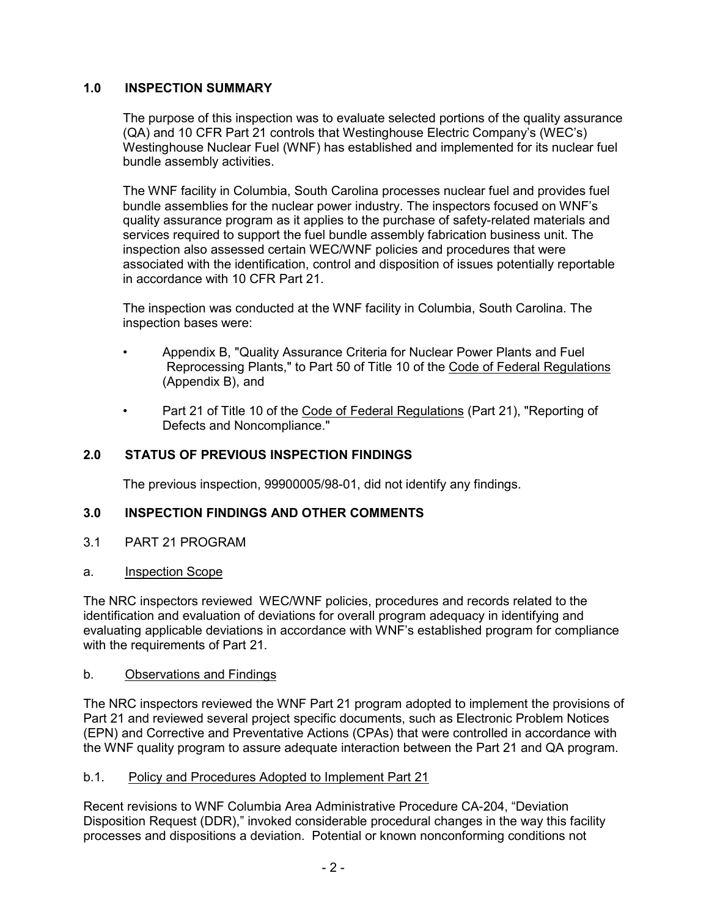## 1.0 INSPECTION SUMMARY

The purpose of this inspection was to evaluate selected portions of the quality assurance (QA) and 10 CFR Part 21 controls that Westinghouse Electric Company's (WEC's) Westinghouse Nuclear Fuel (WNF) has established and implemented for its nuclear fuel bundle assembly activities.

The WNF facility in Columbia, South Carolina processes nuclear fuel and provides fuel bundle assemblies for the nuclear power industry. The inspectors focused on WNF's quality assurance program as it applies to the purchase of safety-related materials and services required to support the fuel bundle assembly fabrication business unit. The inspection also assessed certain WEC/WNF policies and procedures that were associated with the identification, control and disposition of issues potentially reportable in accordance with 10 CFR Part 21.

The inspection was conducted at the WNF facility in Columbia, South Carolina. The inspection bases were:

- Appendix B, "Quality Assurance Criteria for Nuclear Power Plants and Fuel Reprocessing Plants," to Part 50 of Title 10 of the Code of Federal Regulations (Appendix B), and
- Part 21 of Title 10 of the Code of Federal Regulations (Part 21), "Reporting of Defects and Noncompliance."

## 2.0 STATUS OF PREVIOUS INSPECTION FINDINGS

The previous inspection, 99900005/98-01, did not identify any findings.

## 3.0 INSPECTION FINDINGS AND OTHER COMMENTS

### 3.1 PART 21 PROGRAM

#### a. Inspection Scope

The NRC inspectors reviewed WEC/WNF policies, procedures and records related to the identification and evaluation of deviations for overall program adequacy in identifying and evaluating applicable deviations in accordance with WNF's established program for compliance with the requirements of Part 21.

#### b. Observations and Findings

The NRC inspectors reviewed the WNF Part 21 program adopted to implement the provisions of Part 21 and reviewed several project specific documents, such as Electronic Problem Notices (EPN) and Corrective and Preventative Actions (CPAs) that were controlled in accordance with the WNF quality program to assure adequate interaction between the Part 21 and QA program.

#### b.1. Policy and Procedures Adopted to Implement Part 21

Recent revisions to WNF Columbia Area Administrative Procedure CA-204, "Deviation Disposition Request (DDR)," invoked considerable procedural changes in the way this facility processes and dispositions a deviation. Potential or known nonconforming conditions not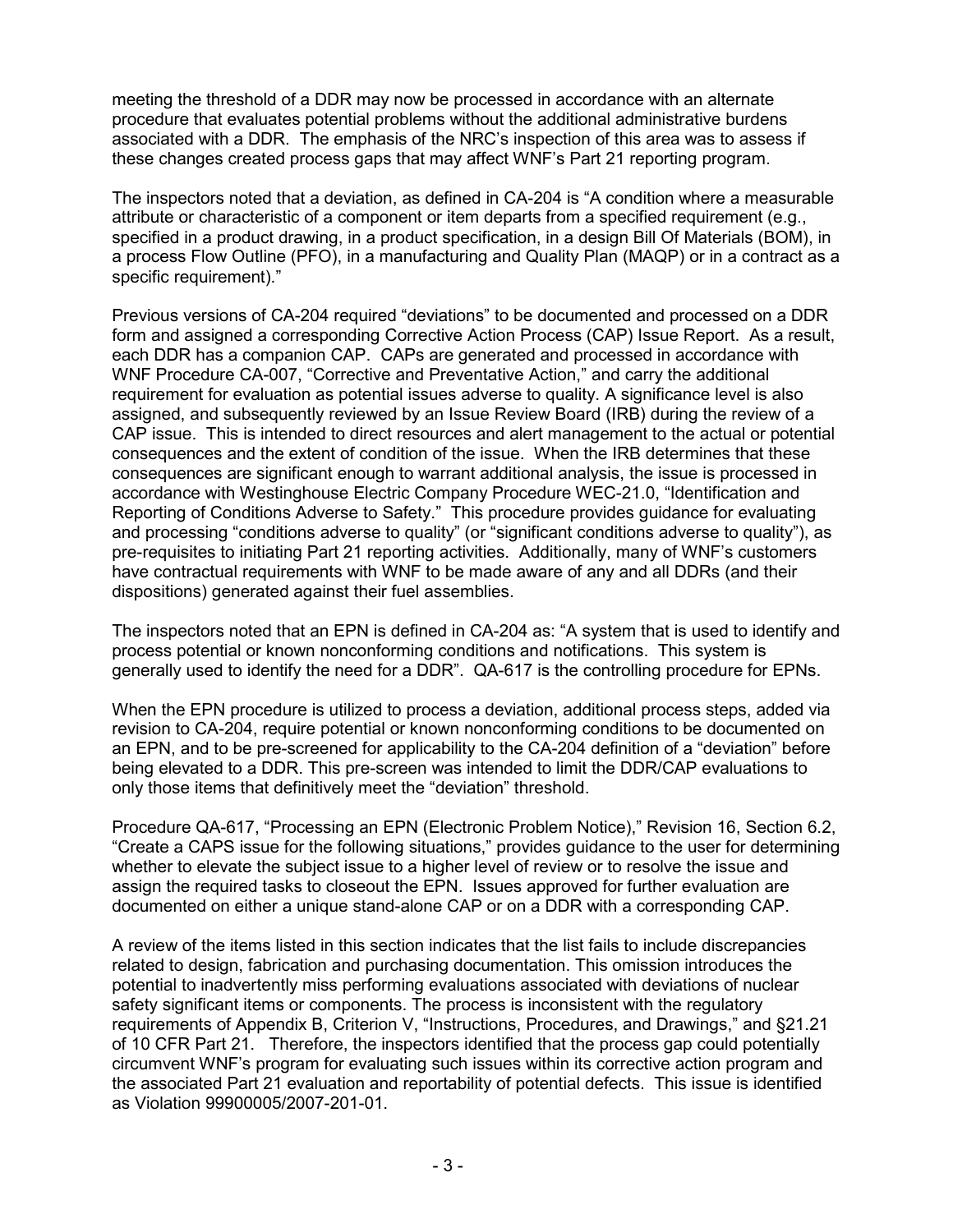meeting the threshold of a DDR may now be processed in accordance with an alternate procedure that evaluates potential problems without the additional administrative burdens associated with a DDR. The emphasis of the NRC's inspection of this area was to assess if these changes created process gaps that may affect WNF's Part 21 reporting program.

The inspectors noted that a deviation, as defined in CA-204 is "A condition where a measurable attribute or characteristic of a component or item departs from a specified requirement (e.g., specified in a product drawing, in a product specification, in a design Bill Of Materials (BOM), in a process Flow Outline (PFO), in a manufacturing and Quality Plan (MAQP) or in a contract as a specific requirement)."

Previous versions of CA-204 required "deviations" to be documented and processed on a DDR form and assigned a corresponding Corrective Action Process (CAP) Issue Report. As a result, each DDR has a companion CAP. CAPs are generated and processed in accordance with WNF Procedure CA-007, "Corrective and Preventative Action," and carry the additional requirement for evaluation as potential issues adverse to quality. A significance level is also assigned, and subsequently reviewed by an Issue Review Board (IRB) during the review of a CAP issue. This is intended to direct resources and alert management to the actual or potential consequences and the extent of condition of the issue. When the IRB determines that these consequences are significant enough to warrant additional analysis, the issue is processed in accordance with Westinghouse Electric Company Procedure WEC-21.0, "Identification and Reporting of Conditions Adverse to Safety." This procedure provides guidance for evaluating and processing "conditions adverse to quality" (or "significant conditions adverse to quality"), as pre-requisites to initiating Part 21 reporting activities. Additionally, many of WNF's customers have contractual requirements with WNF to be made aware of any and all DDRs (and their dispositions) generated against their fuel assemblies.

The inspectors noted that an EPN is defined in CA-204 as: "A system that is used to identify and process potential or known nonconforming conditions and notifications. This system is generally used to identify the need for a DDR". QA-617 is the controlling procedure for EPNs.

When the EPN procedure is utilized to process a deviation, additional process steps, added via revision to CA-204, require potential or known nonconforming conditions to be documented on an EPN, and to be pre-screened for applicability to the CA-204 definition of a "deviation" before being elevated to a DDR. This pre-screen was intended to limit the DDR/CAP evaluations to only those items that definitively meet the "deviation" threshold.

Procedure QA-617, "Processing an EPN (Electronic Problem Notice)," Revision 16, Section 6.2, "Create a CAPS issue for the following situations," provides guidance to the user for determining whether to elevate the subject issue to a higher level of review or to resolve the issue and assign the required tasks to closeout the EPN. Issues approved for further evaluation are documented on either a unique stand-alone CAP or on a DDR with a corresponding CAP.

A review of the items listed in this section indicates that the list fails to include discrepancies related to design, fabrication and purchasing documentation. This omission introduces the potential to inadvertently miss performing evaluations associated with deviations of nuclear safety significant items or components. The process is inconsistent with the regulatory requirements of Appendix B, Criterion V, "Instructions, Procedures, and Drawings," and §21.21 of 10 CFR Part 21. Therefore, the inspectors identified that the process gap could potentially circumvent WNF's program for evaluating such issues within its corrective action program and the associated Part 21 evaluation and reportability of potential defects. This issue is identified as Violation 99900005/2007-201-01.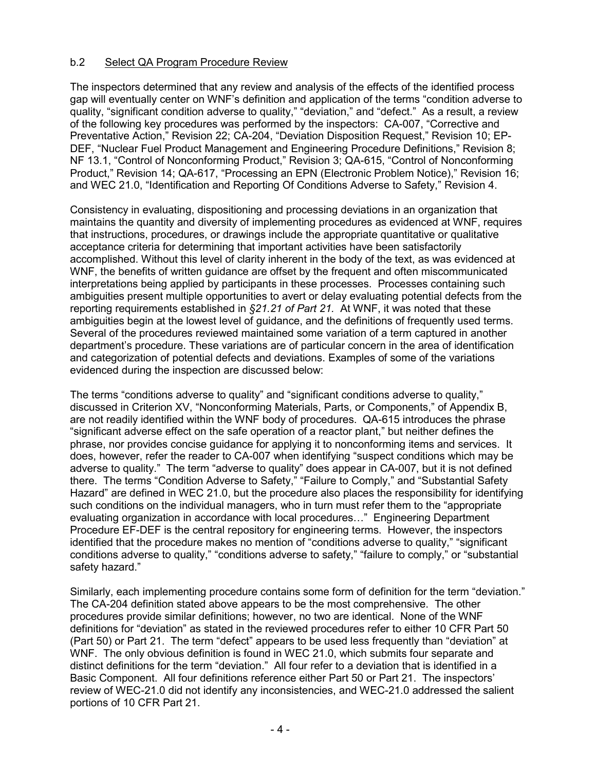### b.2 Select QA Program Procedure Review

The inspectors determined that any review and analysis of the effects of the identified process gap will eventually center on WNF's definition and application of the terms "condition adverse to quality, "significant condition adverse to quality," "deviation," and "defect." As a result, a review of the following key procedures was performed by the inspectors: CA-007, "Corrective and Preventative Action," Revision 22; CA-204, "Deviation Disposition Request," Revision 10; EP-DEF, "Nuclear Fuel Product Management and Engineering Procedure Definitions," Revision 8; NF 13.1, "Control of Nonconforming Product," Revision 3; QA-615, "Control of Nonconforming Product," Revision 14; QA-617, "Processing an EPN (Electronic Problem Notice)," Revision 16; and WEC 21.0, "Identification and Reporting Of Conditions Adverse to Safety," Revision 4.

Consistency in evaluating, dispositioning and processing deviations in an organization that maintains the quantity and diversity of implementing procedures as evidenced at WNF, requires that instructions, procedures, or drawings include the appropriate quantitative or qualitative acceptance criteria for determining that important activities have been satisfactorily accomplished. Without this level of clarity inherent in the body of the text, as was evidenced at WNF, the benefits of written guidance are offset by the frequent and often miscommunicated interpretations being applied by participants in these processes. Processes containing such ambiguities present multiple opportunities to avert or delay evaluating potential defects from the reporting requirements established in *§21.21 of Part 21.* At WNF, it was noted that these ambiguities begin at the lowest level of guidance, and the definitions of frequently used terms. Several of the procedures reviewed maintained some variation of a term captured in another department's procedure. These variations are of particular concern in the area of identification and categorization of potential defects and deviations. Examples of some of the variations evidenced during the inspection are discussed below:

The terms "conditions adverse to quality" and "significant conditions adverse to quality," discussed in Criterion XV, "Nonconforming Materials, Parts, or Components," of Appendix B, are not readily identified within the WNF body of procedures. QA-615 introduces the phrase "significant adverse effect on the safe operation of a reactor plant," but neither defines the phrase, nor provides concise guidance for applying it to nonconforming items and services. It does, however, refer the reader to CA-007 when identifying "suspect conditions which may be adverse to quality." The term "adverse to quality" does appear in CA-007, but it is not defined there. The terms "Condition Adverse to Safety," "Failure to Comply," and "Substantial Safety Hazard" are defined in WEC 21.0, but the procedure also places the responsibility for identifying such conditions on the individual managers, who in turn must refer them to the "appropriate evaluating organization in accordance with local procedures…" Engineering Department Procedure EF-DEF is the central repository for engineering terms. However, the inspectors identified that the procedure makes no mention of "conditions adverse to quality," "significant conditions adverse to quality," "conditions adverse to safety," "failure to comply," or "substantial safety hazard."

Similarly, each implementing procedure contains some form of definition for the term "deviation." The CA-204 definition stated above appears to be the most comprehensive. The other procedures provide similar definitions; however, no two are identical. None of the WNF definitions for "deviation" as stated in the reviewed procedures refer to either 10 CFR Part 50 (Part 50) or Part 21. The term "defect" appears to be used less frequently than "deviation" at WNF. The only obvious definition is found in WEC 21.0, which submits four separate and distinct definitions for the term "deviation." All four refer to a deviation that is identified in a Basic Component. All four definitions reference either Part 50 or Part 21. The inspectors' review of WEC-21.0 did not identify any inconsistencies, and WEC-21.0 addressed the salient portions of 10 CFR Part 21.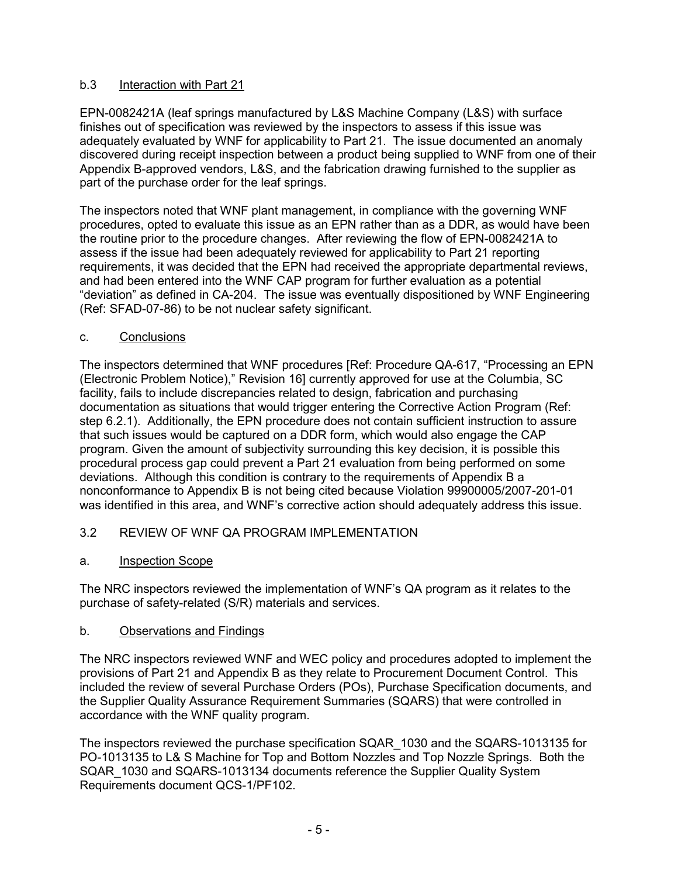### b.3 Interaction with Part 21

EPN-0082421A (leaf springs manufactured by L&S Machine Company (L&S) with surface finishes out of specification was reviewed by the inspectors to assess if this issue was adequately evaluated by WNF for applicability to Part 21. The issue documented an anomaly discovered during receipt inspection between a product being supplied to WNF from one of their Appendix B-approved vendors, L&S, and the fabrication drawing furnished to the supplier as part of the purchase order for the leaf springs.

The inspectors noted that WNF plant management, in compliance with the governing WNF procedures, opted to evaluate this issue as an EPN rather than as a DDR, as would have been the routine prior to the procedure changes. After reviewing the flow of EPN-0082421A to assess if the issue had been adequately reviewed for applicability to Part 21 reporting requirements, it was decided that the EPN had received the appropriate departmental reviews, and had been entered into the WNF CAP program for further evaluation as a potential "deviation" as defined in CA-204. The issue was eventually dispositioned by WNF Engineering (Ref: SFAD-07-86) to be not nuclear safety significant.

### c. Conclusions

The inspectors determined that WNF procedures [Ref: Procedure QA-617, "Processing an EPN (Electronic Problem Notice)," Revision 16] currently approved for use at the Columbia, SC facility, fails to include discrepancies related to design, fabrication and purchasing documentation as situations that would trigger entering the Corrective Action Program (Ref: step 6.2.1). Additionally, the EPN procedure does not contain sufficient instruction to assure that such issues would be captured on a DDR form, which would also engage the CAP program. Given the amount of subjectivity surrounding this key decision, it is possible this procedural process gap could prevent a Part 21 evaluation from being performed on some deviations. Although this condition is contrary to the requirements of Appendix B a nonconformance to Appendix B is not being cited because Violation 99900005/2007-201-01 was identified in this area, and WNF's corrective action should adequately address this issue.

## 3.2 REVIEW OF WNF QA PROGRAM IMPLEMENTATION

### a. Inspection Scope

The NRC inspectors reviewed the implementation of WNF's QA program as it relates to the purchase of safety-related (S/R) materials and services.

### b. Observations and Findings

The NRC inspectors reviewed WNF and WEC policy and procedures adopted to implement the provisions of Part 21 and Appendix B as they relate to Procurement Document Control. This included the review of several Purchase Orders (POs), Purchase Specification documents, and the Supplier Quality Assurance Requirement Summaries (SQARS) that were controlled in accordance with the WNF quality program.

The inspectors reviewed the purchase specification SQAR_1030 and the SQARS-1013135 for PO-1013135 to L& S Machine for Top and Bottom Nozzles and Top Nozzle Springs. Both the SQAR_1030 and SQARS-1013134 documents reference the Supplier Quality System Requirements document QCS-1/PF102.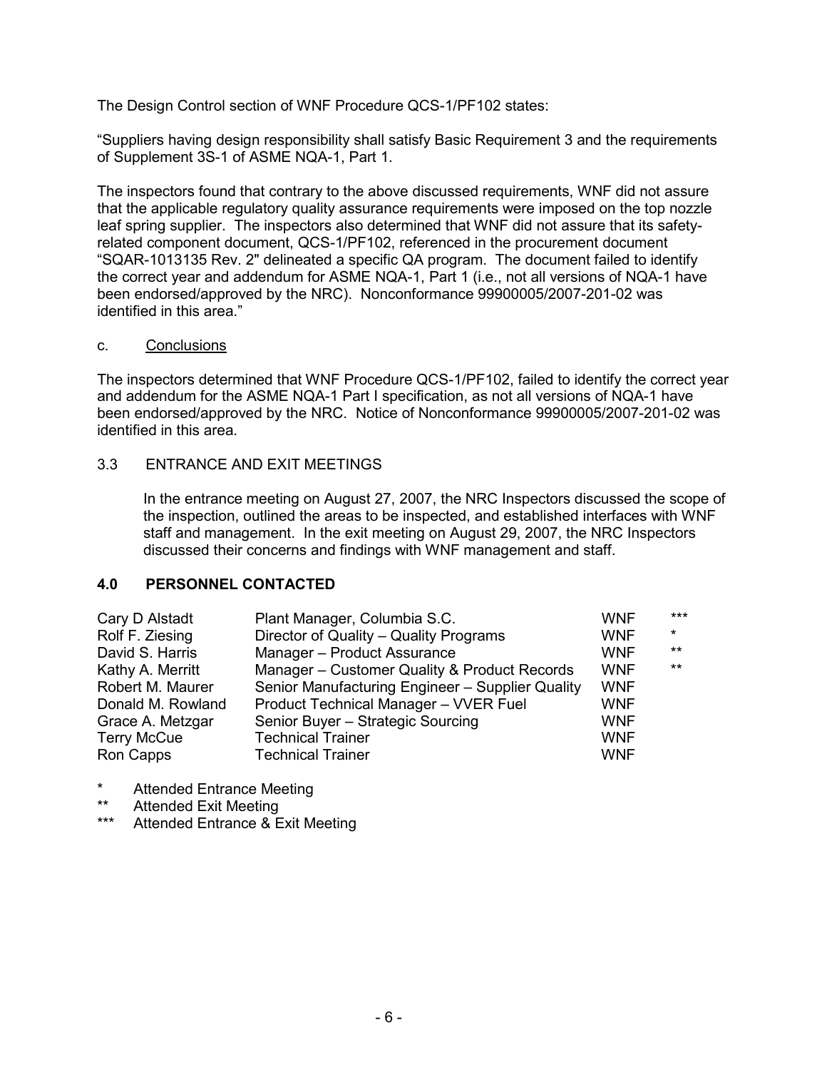The Design Control section of WNF Procedure QCS-1/PF102 states:

"Suppliers having design responsibility shall satisfy Basic Requirement 3 and the requirements of Supplement 3S-1 of ASME NQA-1, Part 1.

The inspectors found that contrary to the above discussed requirements, WNF did not assure that the applicable regulatory quality assurance requirements were imposed on the top nozzle leaf spring supplier. The inspectors also determined that WNF did not assure that its safety-related component document, QCS-1/PF102, referenced in the procurement document "SQAR-1013135 Rev. 2" delineated a specific QA program. The document failed to identify the correct year and addendum for ASME NQA-1, Part 1 (i.e., not all versions of NQA-1 have been endorsed/approved by the NRC). Nonconformance 99900005/2007-201-02 was identified in this area."

c. Conclusions

The inspectors determined that WNF Procedure QCS-1/PF102, failed to identify the correct year and addendum for the ASME NQA-1 Part I specification, as not all versions of NQA-1 have been endorsed/approved by the NRC. Notice of Nonconformance 99900005/2007-201-02 was identified in this area.

### 3.3 ENTRANCE AND EXIT MEETINGS

In the entrance meeting on August 27, 2007, the NRC Inspectors discussed the scope of the inspection, outlined the areas to be inspected, and established interfaces with WNF staff and management. In the exit meeting on August 29, 2007, the NRC Inspectors discussed their concerns and findings with WNF management and staff.

## 4.0 PERSONNEL CONTACTED

| | | | |
|---|---|---|---|
| Cary D Alstadt | Plant Manager, Columbia S.C. | WNF | *** |
| Rolf F. Ziesing | Director of Quality – Quality Programs | WNF | * |
| David S. Harris | Manager – Product Assurance | WNF | ** |
| Kathy A. Merritt | Manager – Customer Quality & Product Records | WNF | ** |
| Robert M. Maurer | Senior Manufacturing Engineer – Supplier Quality | WNF | |
| Donald M. Rowland | Product Technical Manager – VVER Fuel | WNF | |
| Grace A. Metzgar | Senior Buyer – Strategic Sourcing | WNF | |
| Terry McCue | Technical Trainer | WNF | |
| Ron Capps | Technical Trainer | WNF | |

\* Attended Entrance Meeting
** Attended Exit Meeting
*** Attended Entrance & Exit Meeting